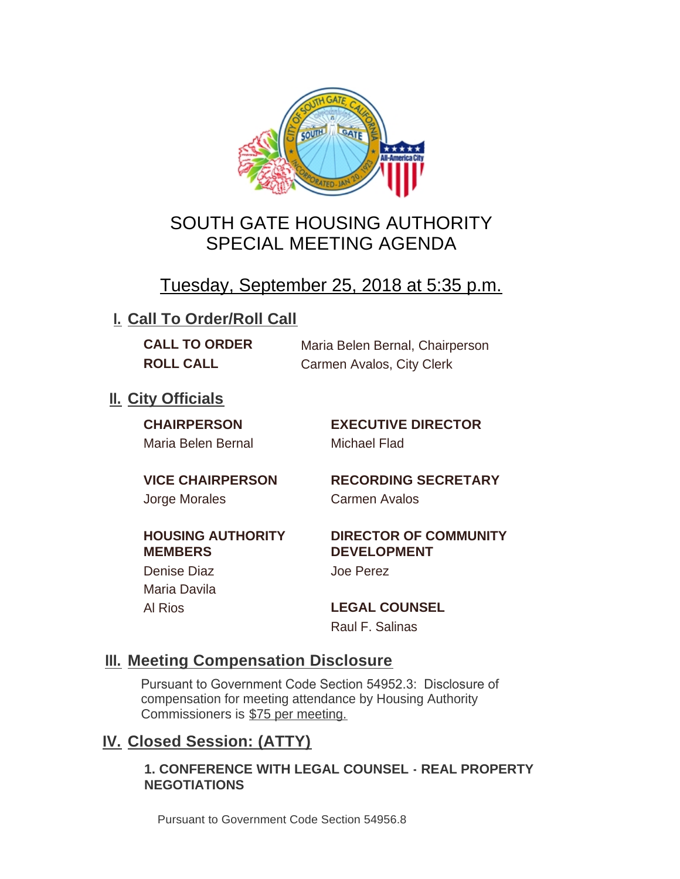# SOUTH GATE HOUSING AUTHORITY
# SPECIAL MEETING AGENDA

## Tuesday, September 25, 2018 at 5:35 p.m.

## I. Call To Order/Roll Call

**CALL TO ORDER** Maria Belen Bernal, Chairperson

**ROLL CALL** Carmen Avalos, City Clerk

## II. City Officials

**CHAIRPERSON**
Maria Belen Bernal

**VICE CHAIRPERSON**
Jorge Morales

**HOUSING AUTHORITY MEMBERS**
Denise Diaz
Maria Davila
Al Rios

**EXECUTIVE DIRECTOR**
Michael Flad

**RECORDING SECRETARY**
Carmen Avalos

**DIRECTOR OF COMMUNITY DEVELOPMENT**
Joe Perez

**LEGAL COUNSEL**
Raul F. Salinas

## III. Meeting Compensation Disclosure

Pursuant to Government Code Section 54952.3: Disclosure of compensation for meeting attendance by Housing Authority Commissioners is $75 per meeting.

## IV. Closed Session: (ATTY)

**1. CONFERENCE WITH LEGAL COUNSEL - REAL PROPERTY NEGOTIATIONS**

Pursuant to Government Code Section 54956.8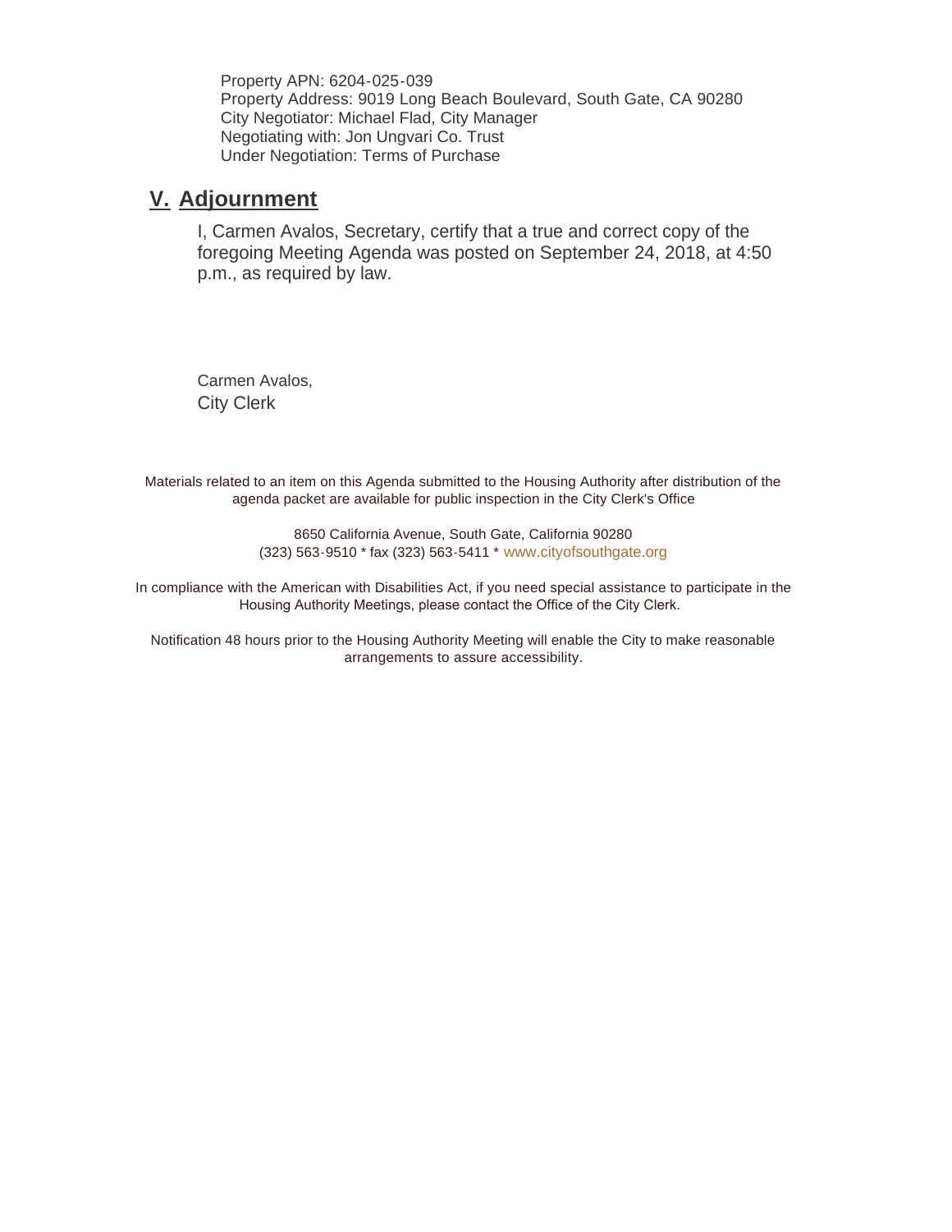Property APN: 6204-025-039
Property Address: 9019 Long Beach Boulevard, South Gate, CA 90280
City Negotiator: Michael Flad, City Manager
Negotiating with: Jon Ungvari Co. Trust
Under Negotiation: Terms of Purchase

## V. Adjournment

I, Carmen Avalos, Secretary, certify that a true and correct copy of the foregoing Meeting Agenda was posted on September 24, 2018, at 4:50 p.m., as required by law.

Carmen Avalos,
City Clerk

Materials related to an item on this Agenda submitted to the Housing Authority after distribution of the agenda packet are available for public inspection in the City Clerk's Office

8650 California Avenue, South Gate, California 90280
(323) 563-9510 * fax (323) 563-5411 * www.cityofsouthgate.org

In compliance with the American with Disabilities Act, if you need special assistance to participate in the Housing Authority Meetings, please contact the Office of the City Clerk.

Notification 48 hours prior to the Housing Authority Meeting will enable the City to make reasonable arrangements to assure accessibility.